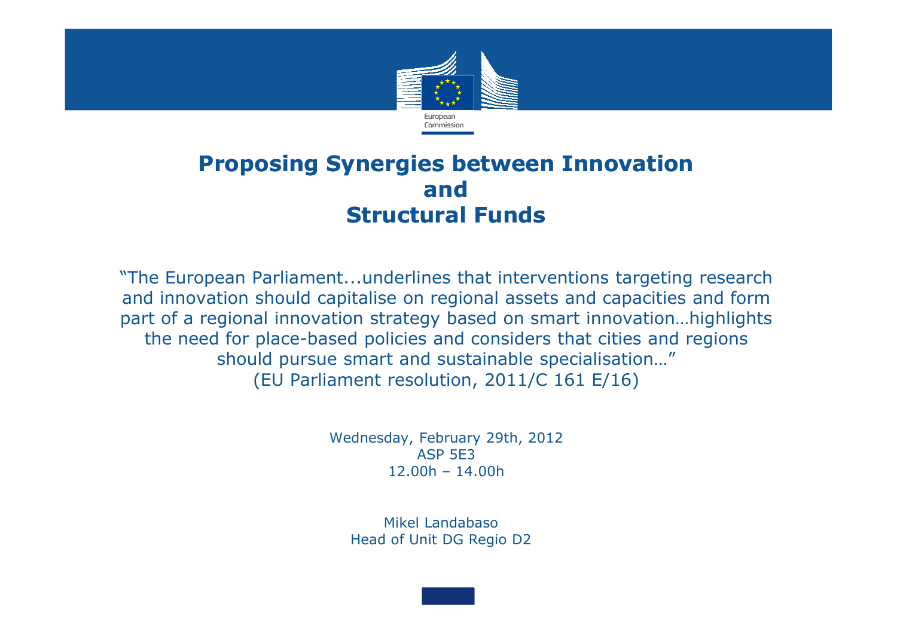# Proposing Synergies between Innovation and Structural Funds

"The European Parliament...underlines that interventions targeting research and innovation should capitalise on regional assets and capacities and form part of a regional innovation strategy based on smart innovation…highlights the need for place-based policies and considers that cities and regions should pursue smart and sustainable specialisation…"
(EU Parliament resolution, 2011/C 161 E/16)

Wednesday, February 29th, 2012
ASP 5E3
12.00h – 14.00h

Mikel Landabaso
Head of Unit DG Regio D2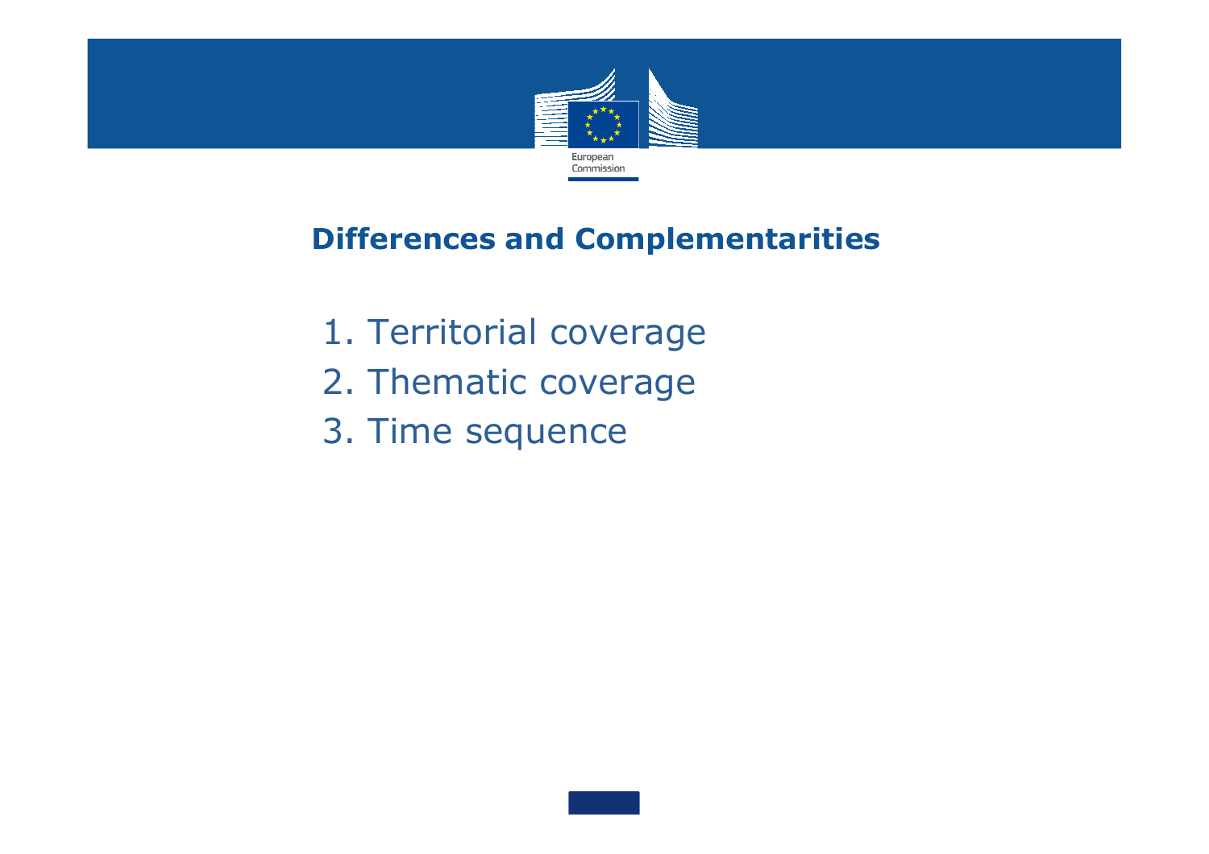## Differences and Complementarities

1. Territorial coverage
2. Thematic coverage
3. Time sequence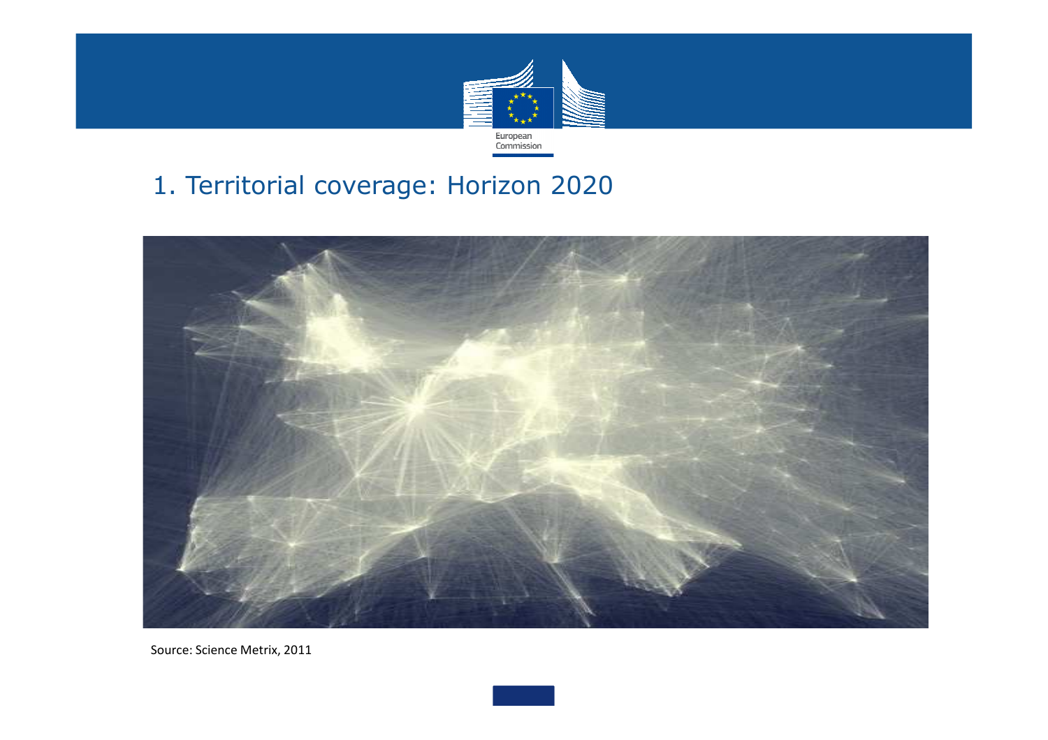# 1. Territorial coverage: Horizon 2020

Source: Science Metrix, 2011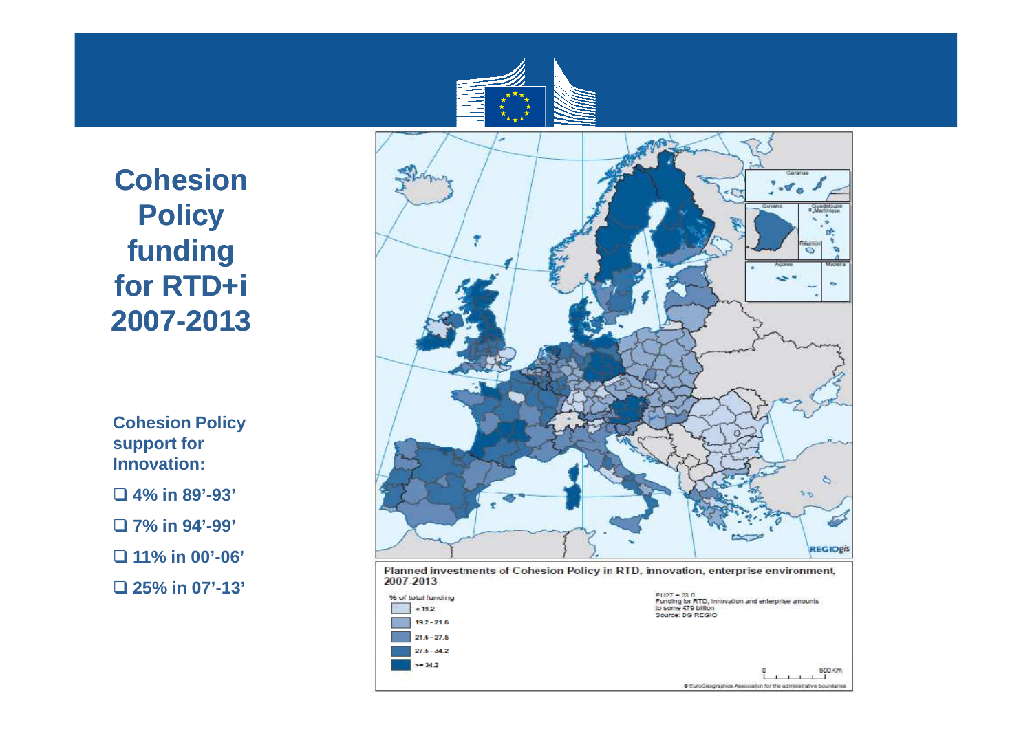# Cohesion Policy funding for RTD+i 2007-2013

**Cohesion Policy support for Innovation:**

- **4% in 89'-93'**
- **7% in 94'-99'**
- **11% in 00'-06'**
- **25% in 07'-13'**

Planned investments of Cohesion Policy in RTD, innovation, enterprise environment, 2007-2013

% of total funding

- < 19.2
- 19.2 - 21.6
- 21.6 - 27.5
- 27.5 - 34.2
- >= 34.2

EU27 = 23.0
Funding for RTD, innovation and enterprise amounts to some €79 billion
Source: DG REGIO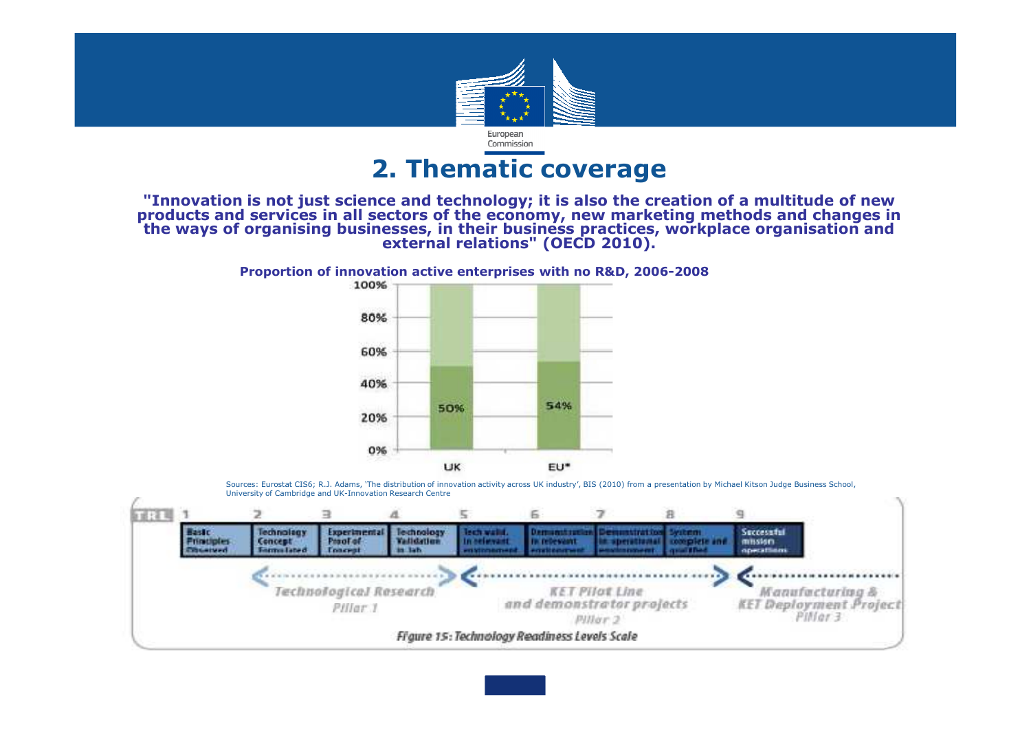## 2. Thematic coverage

**"Innovation is not just science and technology; it is also the creation of a multitude of new products and services in all sectors of the economy, new marketing methods and changes in the ways of organising businesses, in their business practices, workplace organisation and external relations" (OECD 2010).**

**Proportion of innovation active enterprises with no R&D, 2006-2008**

| | UK | EU* |
|---|---|---|
| Proportion | 50% | 54% |

Sources: Eurostat CIS6; R.J. Adams, 'The distribution of innovation activity across UK industry', BIS (2010) from a presentation by Michael Kitson Judge Business School, University of Cambridge and UK-Innovation Research Centre

| TRL | 1 | 2 | 3 | 4 | 5 | 6 | 7 | 8 | 9 |
|---|---|---|---|---|---|---|---|---|---|
| | Basic Principles Observed | Technology Concept Formulated | Experimental Proof of Concept | Technology Validation in lab | Tech valid. in relevant environment | Demonstration in relevant environment | Demonstration in operational environment | System complete and qualified | Successful mission operations |

Technological Research – Pillar 1 (TRL 2–4)

KET Pilot Line and demonstrator projects – Pillar 2 (TRL 5–8)

Manufacturing & KET Deployment Project – Pillar 3 (TRL 9)

Figure 15: Technology Readiness Levels Scale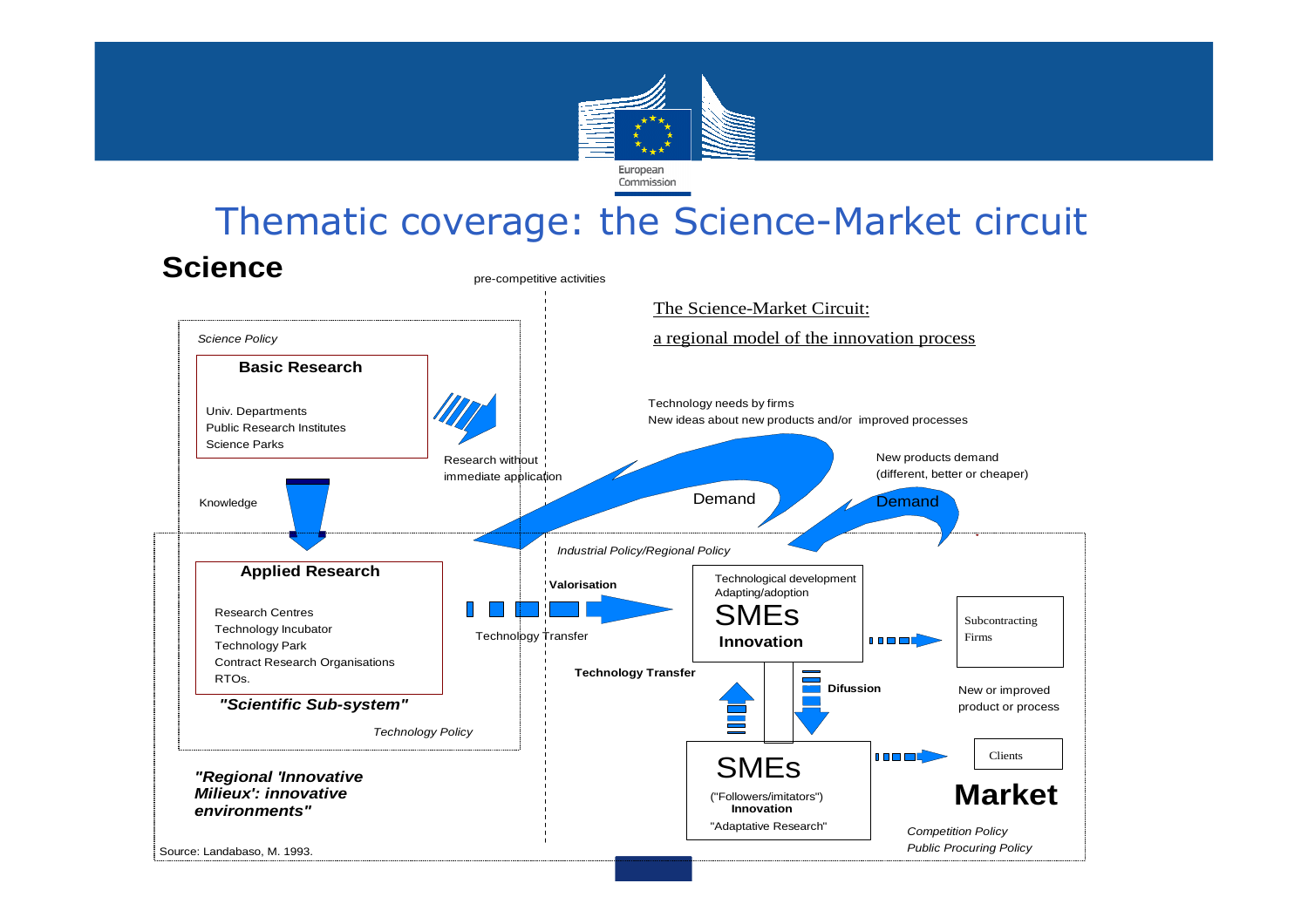# Thematic coverage: the Science-Market circuit

**Science**

pre-competitive activities

The Science-Market Circuit:

a regional model of the innovation process

*Science Policy*

**Basic Research**

Univ. Departments
Public Research Institutes
Science Parks

Research without immediate application

Knowledge

Technology needs by firms
New ideas about new products and/or improved processes

Demand

New products demand
(different, better or cheaper)

Demand

*Industrial Policy/Regional Policy*

**Applied Research**

Research Centres
Technology Incubator
Technology Park
Contract Research Organisations
RTOs.

***"Scientific Sub-system"***

*Technology Policy*

**Valorisation**

Technology Transfer

Technological development
Adapting/adoption
SMEs
**Innovation**

Subcontracting Firms

**Technology Transfer**

**Difussion**

New or improved product or process

SMEs
("Followers/imitators")
**Innovation**
"Adaptative Research"

Clients

**Market**

***"Regional 'Innovative Milieux': innovative environments"***

*Competition Policy*
*Public Procuring Policy*

Source: Landabaso, M. 1993.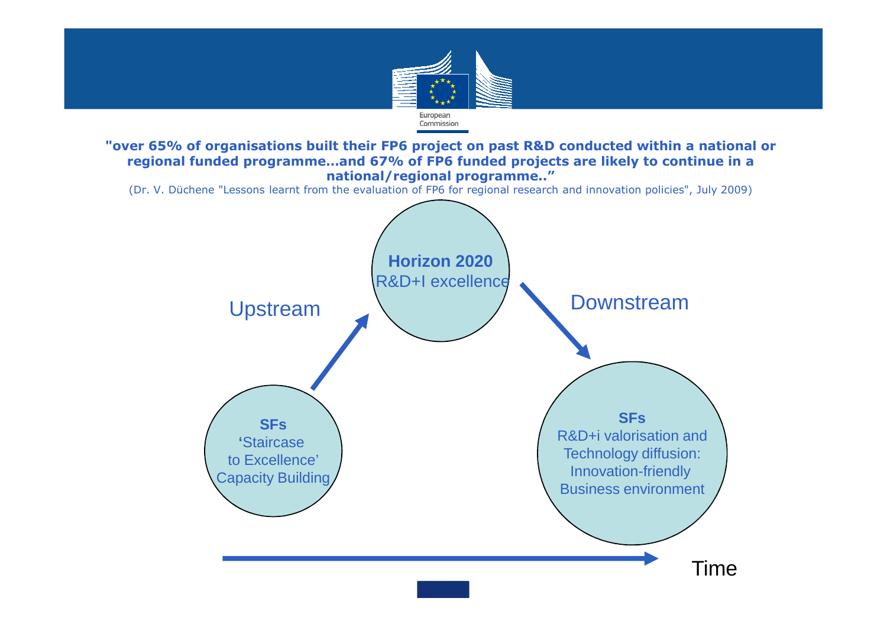**"over 65% of organisations built their FP6 project on past R&D conducted within a national or regional funded programme…and 67% of FP6 funded projects are likely to continue in a national/regional programme.."**

(Dr. V. Düchene "Lessons learnt from the evaluation of FP6 for regional research and innovation policies", July 2009)

**SFs**
'Staircase to Excellence'
Capacity Building

Upstream

**Horizon 2020**
R&D+I excellence

Downstream

**SFs**
R&D+i valorisation and Technology diffusion:
Innovation-friendly Business environment

Time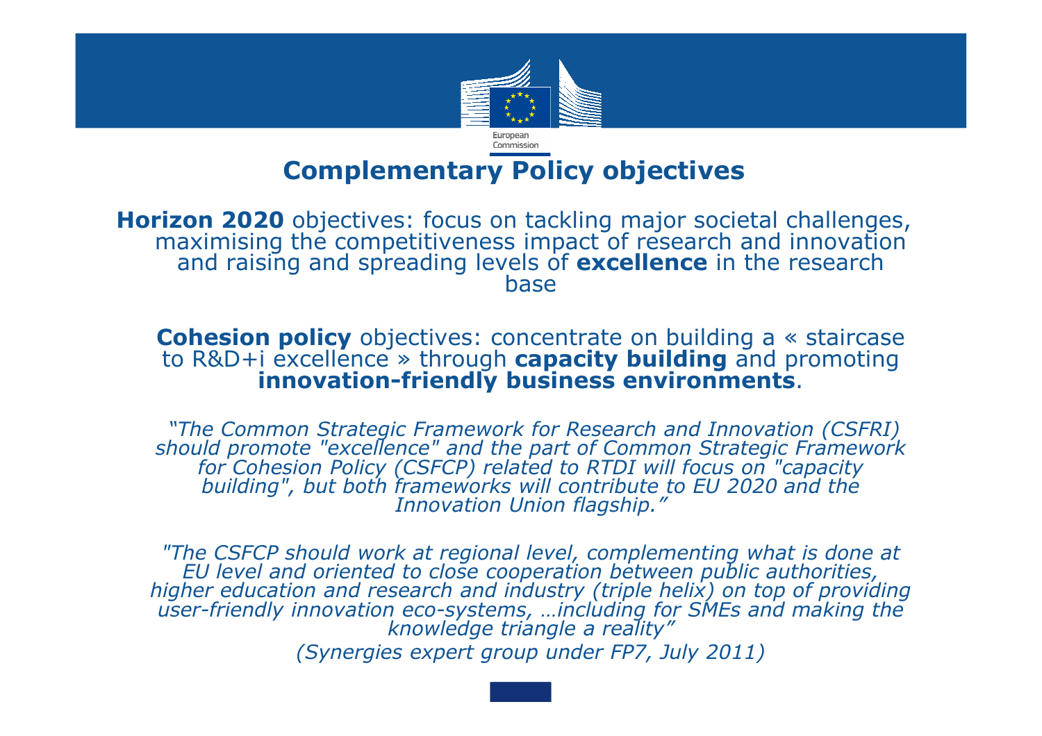## Complementary Policy objectives

**Horizon 2020** objectives: focus on tackling major societal challenges, maximising the competitiveness impact of research and innovation and raising and spreading levels of **excellence** in the research base

**Cohesion policy** objectives: concentrate on building a « staircase to R&D+i excellence » through **capacity building** and promoting **innovation-friendly business environments**.

*"The Common Strategic Framework for Research and Innovation (CSFRI) should promote "excellence" and the part of Common Strategic Framework for Cohesion Policy (CSFCP) related to RTDI will focus on "capacity building", but both frameworks will contribute to EU 2020 and the Innovation Union flagship."*

*"The CSFCP should work at regional level, complementing what is done at EU level and oriented to close cooperation between public authorities, higher education and research and industry (triple helix) on top of providing user-friendly innovation eco-systems, …including for SMEs and making the knowledge triangle a reality"*

*(Synergies expert group under FP7, July 2011)*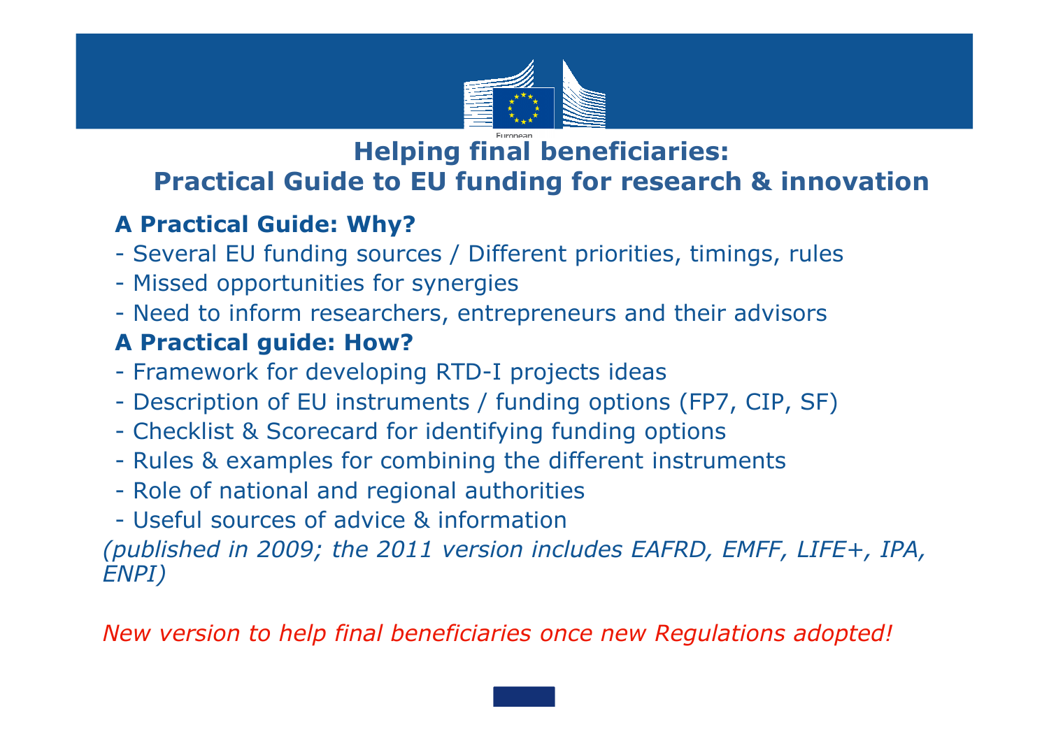# Helping final beneficiaries: Practical Guide to EU funding for research & innovation

## A Practical Guide: Why?

- Several EU funding sources / Different priorities, timings, rules
- Missed opportunities for synergies
- Need to inform researchers, entrepreneurs and their advisors

## A Practical guide: How?

- Framework for developing RTD-I projects ideas
- Description of EU instruments / funding options (FP7, CIP, SF)
- Checklist & Scorecard for identifying funding options
- Rules & examples for combining the different instruments
- Role of national and regional authorities
- Useful sources of advice & information

*(published in 2009; the 2011 version includes EAFRD, EMFF, LIFE+, IPA, ENPI)*

*New version to help final beneficiaries once new Regulations adopted!*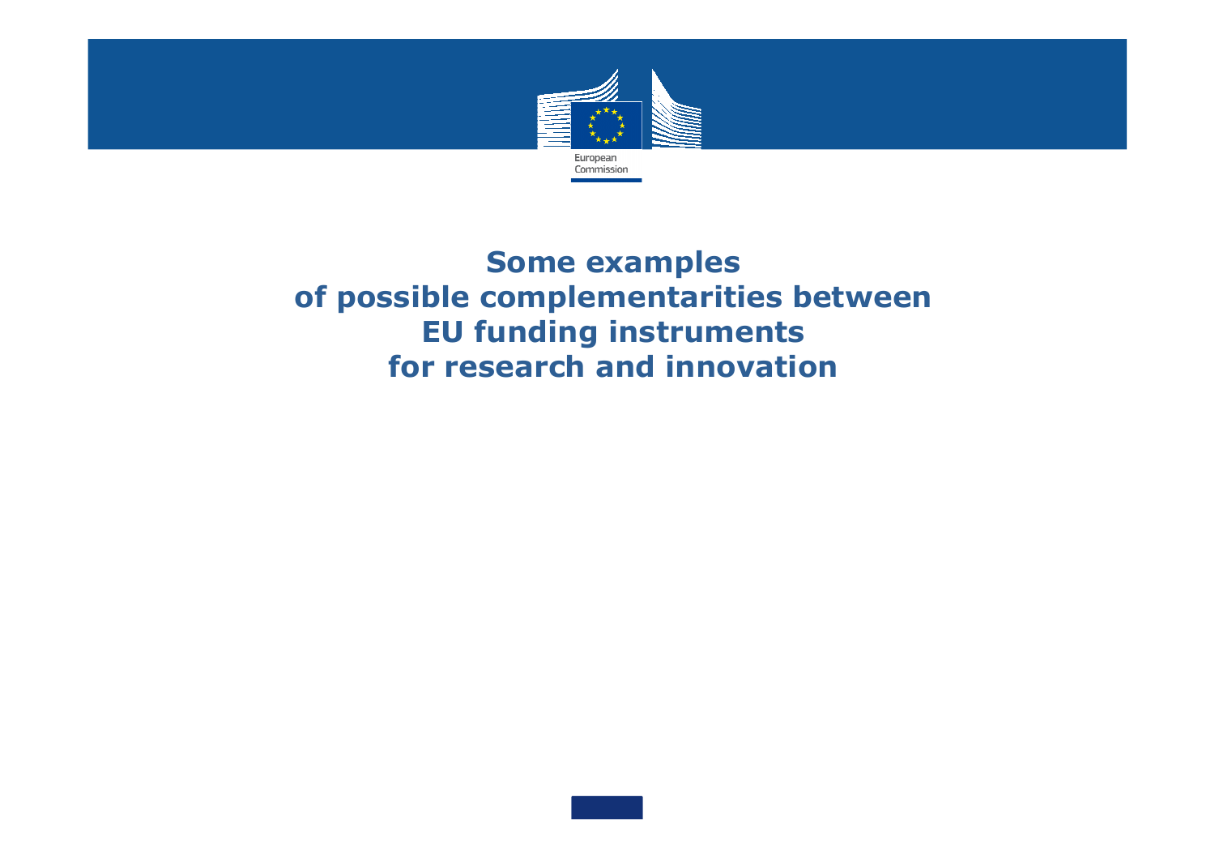# Some examples of possible complementarities between EU funding instruments for research and innovation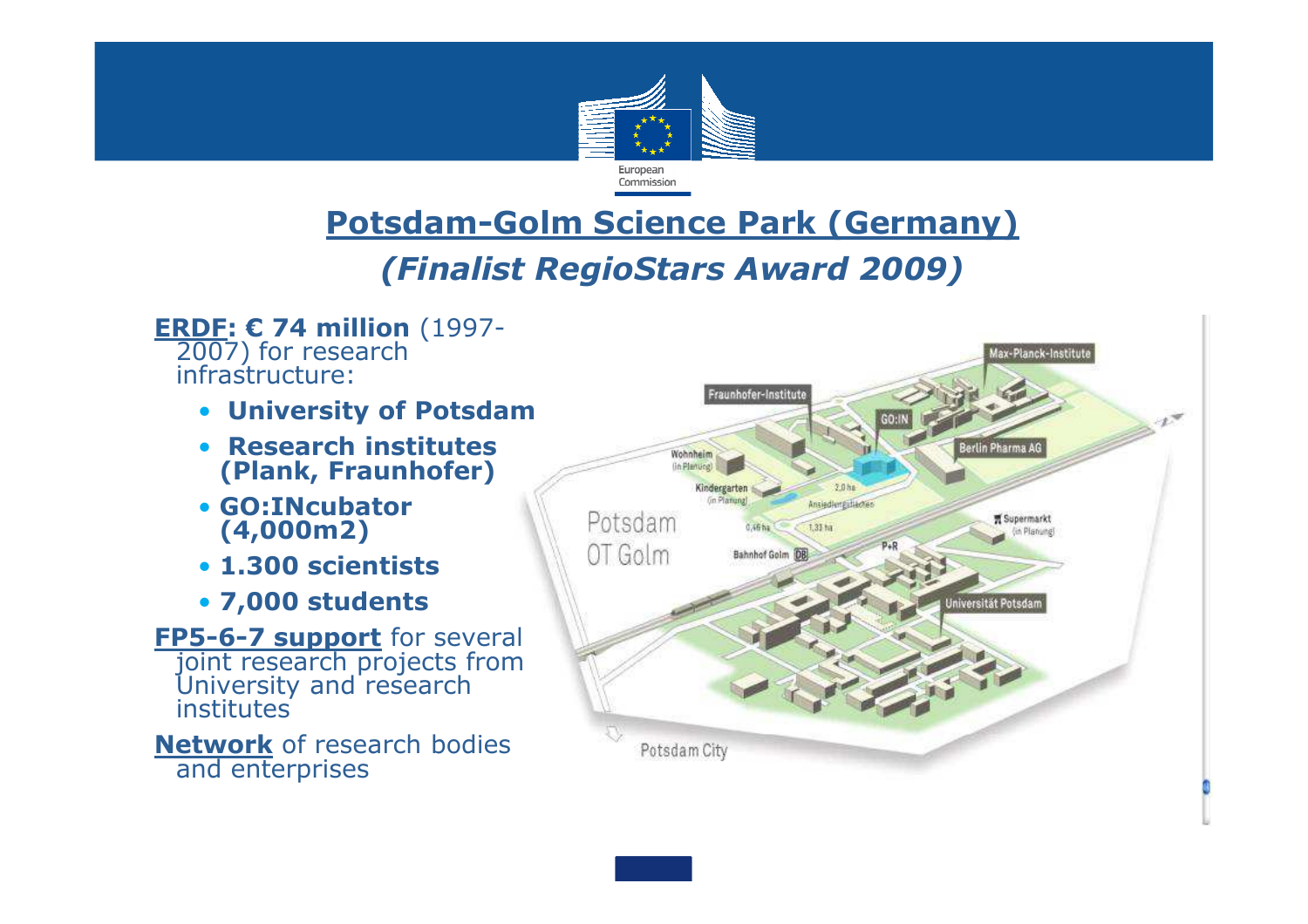## Potsdam-Golm Science Park (Germany)

### *(Finalist RegioStars Award 2009)*

**ERDF: € 74 million** (1997-2007) for research infrastructure:

- **University of Potsdam**
- **Research institutes (Plank, Fraunhofer)**
- **GO:INcubator (4,000m2)**
- **1.300 scientists**
- **7,000 students**

**FP5-6-7 support** for several joint research projects from University and research institutes

**Network** of research bodies and enterprises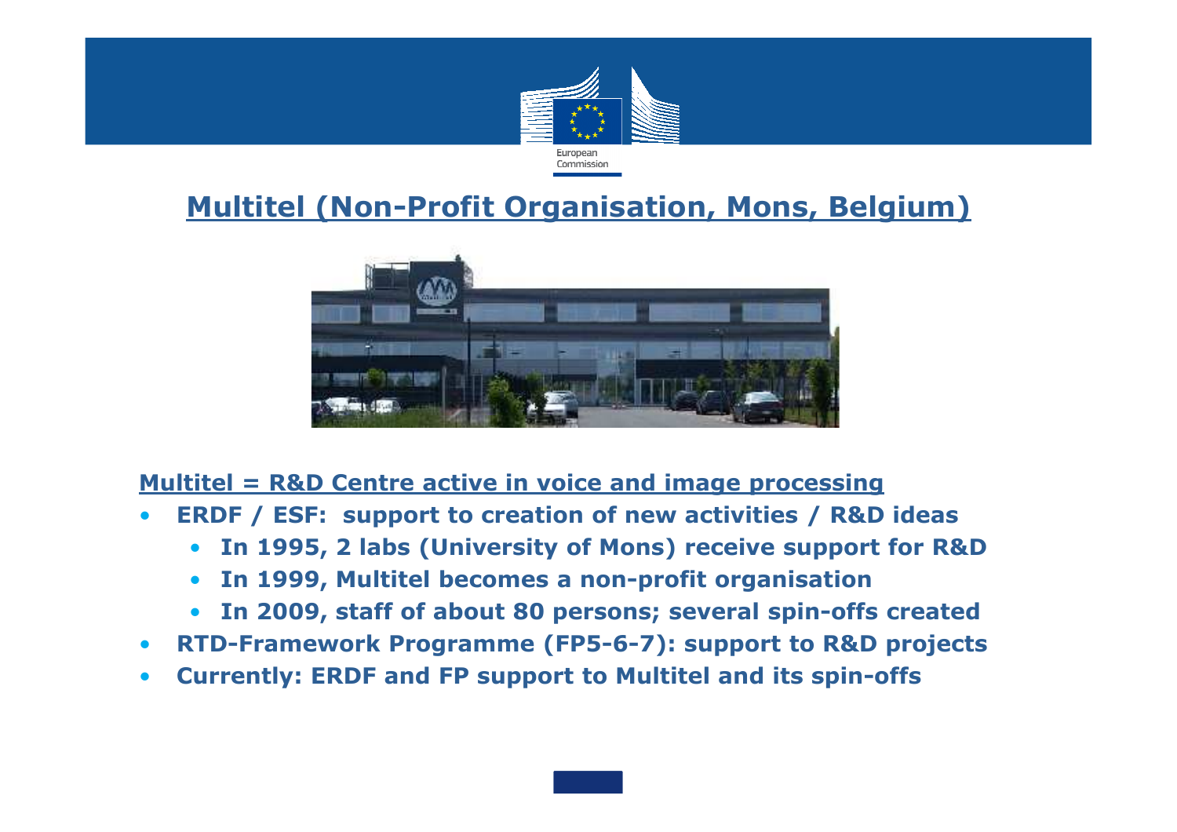## Multitel (Non-Profit Organisation, Mons, Belgium)

**Multitel = R&D Centre active in voice and image processing**

- **ERDF / ESF: support to creation of new activities / R&D ideas**
  - **In 1995, 2 labs (University of Mons) receive support for R&D**
  - **In 1999, Multitel becomes a non-profit organisation**
  - **In 2009, staff of about 80 persons; several spin-offs created**
- **RTD-Framework Programme (FP5-6-7): support to R&D projects**
- **Currently: ERDF and FP support to Multitel and its spin-offs**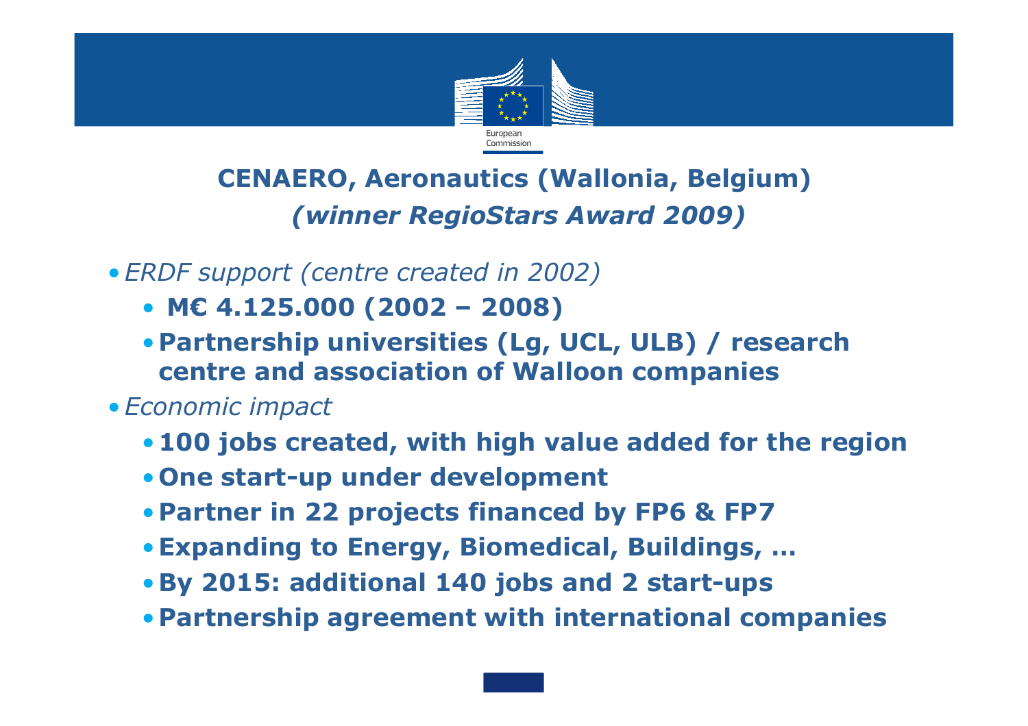## CENAERO, Aeronautics (Wallonia, Belgium)
## *(winner RegioStars Award 2009)*

- *ERDF support (centre created in 2002)*
  - **M€ 4.125.000 (2002 – 2008)**
  - **Partnership universities (Lg, UCL, ULB) / research centre and association of Walloon companies**
- *Economic impact*
  - **100 jobs created, with high value added for the region**
  - **One start-up under development**
  - **Partner in 22 projects financed by FP6 & FP7**
  - **Expanding to Energy, Biomedical, Buildings, …**
  - **By 2015: additional 140 jobs and 2 start-ups**
  - **Partnership agreement with international companies**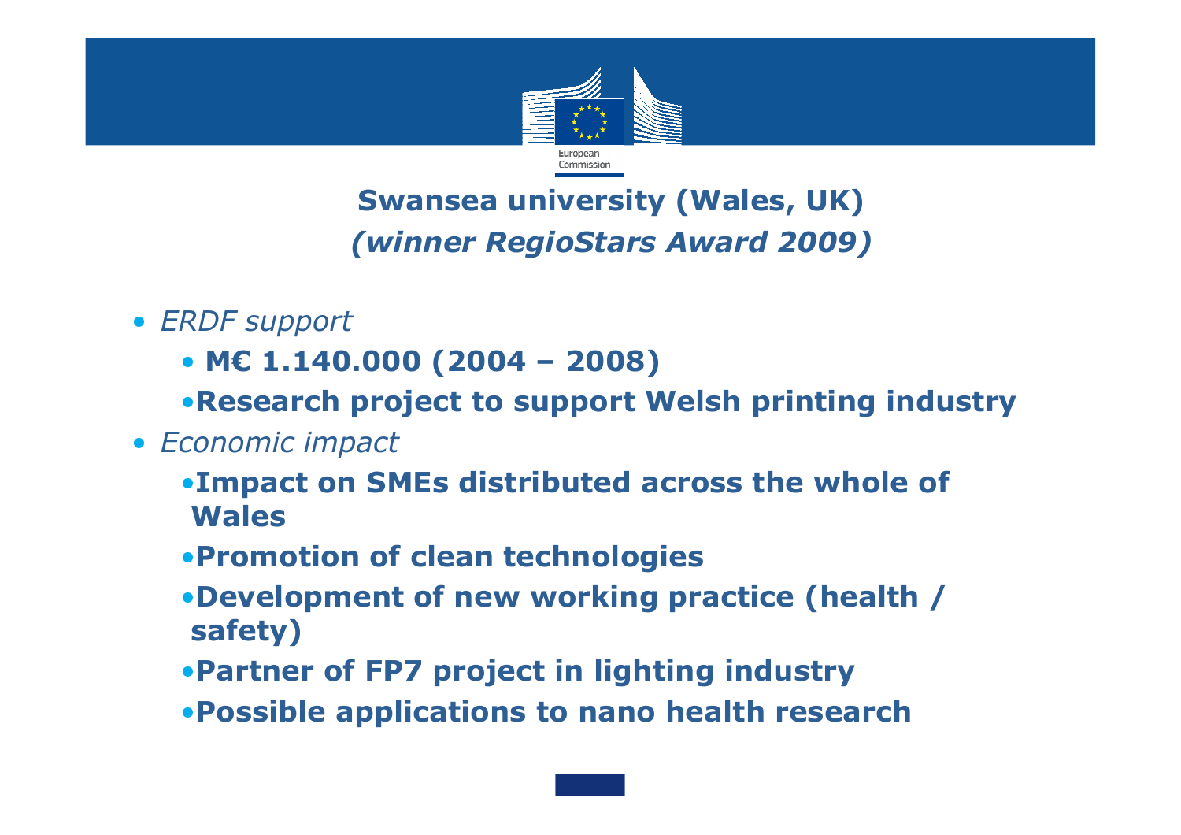## Swansea university (Wales, UK)
## *(winner RegioStars Award 2009)*

- *ERDF support*
  - **M€ 1.140.000 (2004 – 2008)**
  - **Research project to support Welsh printing industry**
- *Economic impact*
  - **Impact on SMEs distributed across the whole of Wales**
  - **Promotion of clean technologies**
  - **Development of new working practice (health / safety)**
  - **Partner of FP7 project in lighting industry**
  - **Possible applications to nano health research**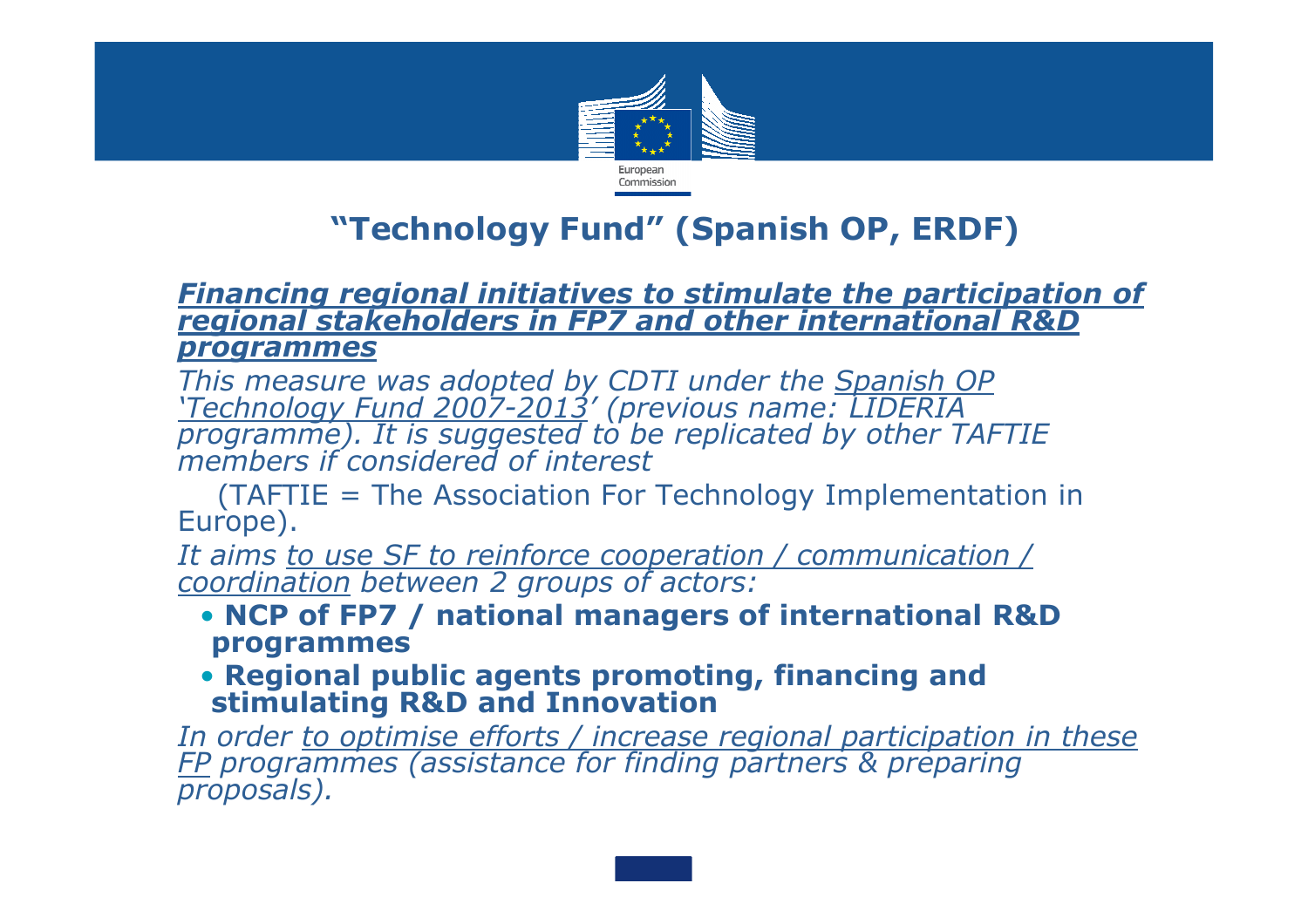# "Technology Fund" (Spanish OP, ERDF)

***Financing regional initiatives to stimulate the participation of regional stakeholders in FP7 and other international R&D programmes***

*This measure was adopted by CDTI under the Spanish OP 'Technology Fund 2007-2013' (previous name: LIDERIA programme). It is suggested to be replicated by other TAFTIE members if considered of interest*

(TAFTIE = The Association For Technology Implementation in Europe).

*It aims to use SF to reinforce cooperation / communication / coordination between 2 groups of actors:*

- **NCP of FP7 / national managers of international R&D programmes**
- **Regional public agents promoting, financing and stimulating R&D and Innovation**

*In order to optimise efforts / increase regional participation in these FP programmes (assistance for finding partners & preparing proposals).*